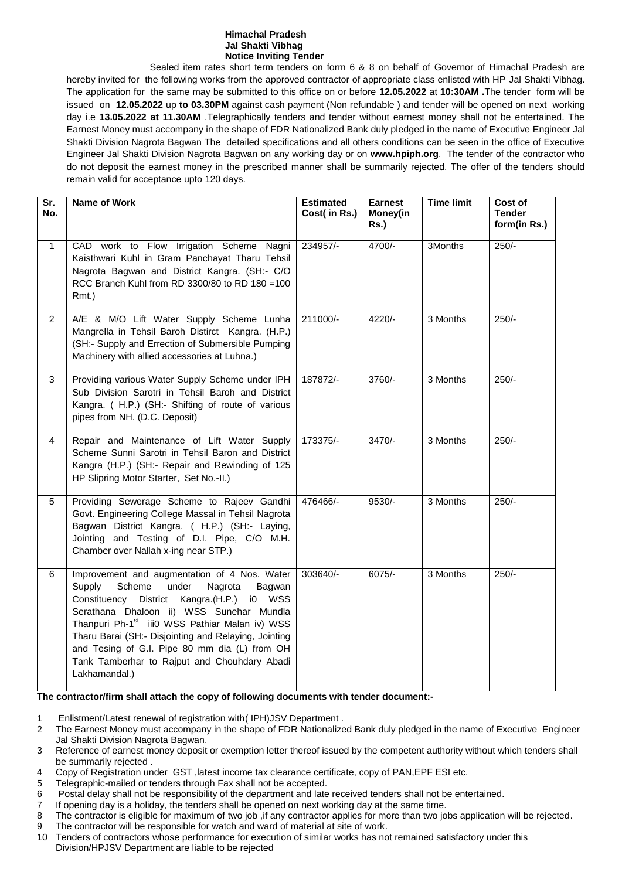**Himachal Pradesh**
**Jal Shakti Vibhag**
**Notice Inviting Tender**

Sealed item rates short term tenders on form 6 & 8 on behalf of Governor of Himachal Pradesh are hereby invited for the following works from the approved contractor of appropriate class enlisted with HP Jal Shakti Vibhag. The application for the same may be submitted to this office on or before **12.05.2022** at **10:30AM .**The tender form will be issued on **12.05.2022** up **to 03.30PM** against cash payment (Non refundable ) and tender will be opened on next working day i.e **13.05.2022 at 11.30AM** .Telegraphically tenders and tender without earnest money shall not be entertained. The Earnest Money must accompany in the shape of FDR Nationalized Bank duly pledged in the name of Executive Engineer Jal Shakti Division Nagrota Bagwan The detailed specifications and all others conditions can be seen in the office of Executive Engineer Jal Shakti Division Nagrota Bagwan on any working day or on **www.hpiph.org**. The tender of the contractor who do not deposit the earnest money in the prescribed manner shall be summarily rejected. The offer of the tenders should remain valid for acceptance upto 120 days.

| Sr. No. | Name of Work | Estimated Cost( in Rs.) | Earnest Money(in Rs.) | Time limit | Cost of Tender form(in Rs.) |
|---|---|---|---|---|---|
| 1 | CAD work to Flow Irrigation Scheme Nagni Kaisthwari Kuhl in Gram Panchayat Tharu Tehsil Nagrota Bagwan and District Kangra. (SH:- C/O RCC Branch Kuhl from RD 3300/80 to RD 180 =100 Rmt.) | 234957/- | 4700/- | 3Months | 250/- |
| 2 | A/E & M/O Lift Water Supply Scheme Lunha Mangrella in Tehsil Baroh Distirct Kangra. (H.P.) (SH:- Supply and Errection of Submersible Pumping Machinery with allied accessories at Luhna.) | 211000/- | 4220/- | 3 Months | 250/- |
| 3 | Providing various Water Supply Scheme under IPH Sub Division Sarotri in Tehsil Baroh and District Kangra. ( H.P.) (SH:- Shifting of route of various pipes from NH. (D.C. Deposit) | 187872/- | 3760/- | 3 Months | 250/- |
| 4 | Repair and Maintenance of Lift Water Supply Scheme Sunni Sarotri in Tehsil Baron and District Kangra (H.P.) (SH:- Repair and Rewinding of 125 HP Slipring Motor Starter, Set No.-II.) | 173375/- | 3470/- | 3 Months | 250/- |
| 5 | Providing Sewerage Scheme to Rajeev Gandhi Govt. Engineering College Massal in Tehsil Nagrota Bagwan District Kangra. ( H.P.) (SH:- Laying, Jointing and Testing of D.I. Pipe, C/O M.H. Chamber over Nallah x-ing near STP.) | 476466/- | 9530/- | 3 Months | 250/- |
| 6 | Improvement and augmentation of 4 Nos. Water Supply Scheme under Nagrota Bagwan Constituency District Kangra.(H.P.) i0 WSS Serathana Dhaloon ii) WSS Sunehar Mundla Thanpuri Ph-1st iii0 WSS Pathiar Malan iv) WSS Tharu Barai (SH:- Disjointing and Relaying, Jointing and Tesing of G.I. Pipe 80 mm dia (L) from OH Tank Tamberhar to Rajput and Chouhdary Abadi Lakhamandal.) | 303640/- | 6075/- | 3 Months | 250/- |

**The contractor/firm shall attach the copy of following documents with tender document:-**

1. Enlistment/Latest renewal of registration with( IPH)JSV Department .
2. The Earnest Money must accompany in the shape of FDR Nationalized Bank duly pledged in the name of Executive Engineer Jal Shakti Division Nagrota Bagwan.
3. Reference of earnest money deposit or exemption letter thereof issued by the competent authority without which tenders shall be summarily rejected .
4. Copy of Registration under GST ,latest income tax clearance certificate, copy of PAN,EPF ESI etc.
5. Telegraphic-mailed or tenders through Fax shall not be accepted.
6. Postal delay shall not be responsibility of the department and late received tenders shall not be entertained.
7. If opening day is a holiday, the tenders shall be opened on next working day at the same time.
8. The contractor is eligible for maximum of two job ,if any contractor applies for more than two jobs application will be rejected.
9. The contractor will be responsible for watch and ward of material at site of work.
10. Tenders of contractors whose performance for execution of similar works has not remained satisfactory under this Division/HPJSV Department are liable to be rejected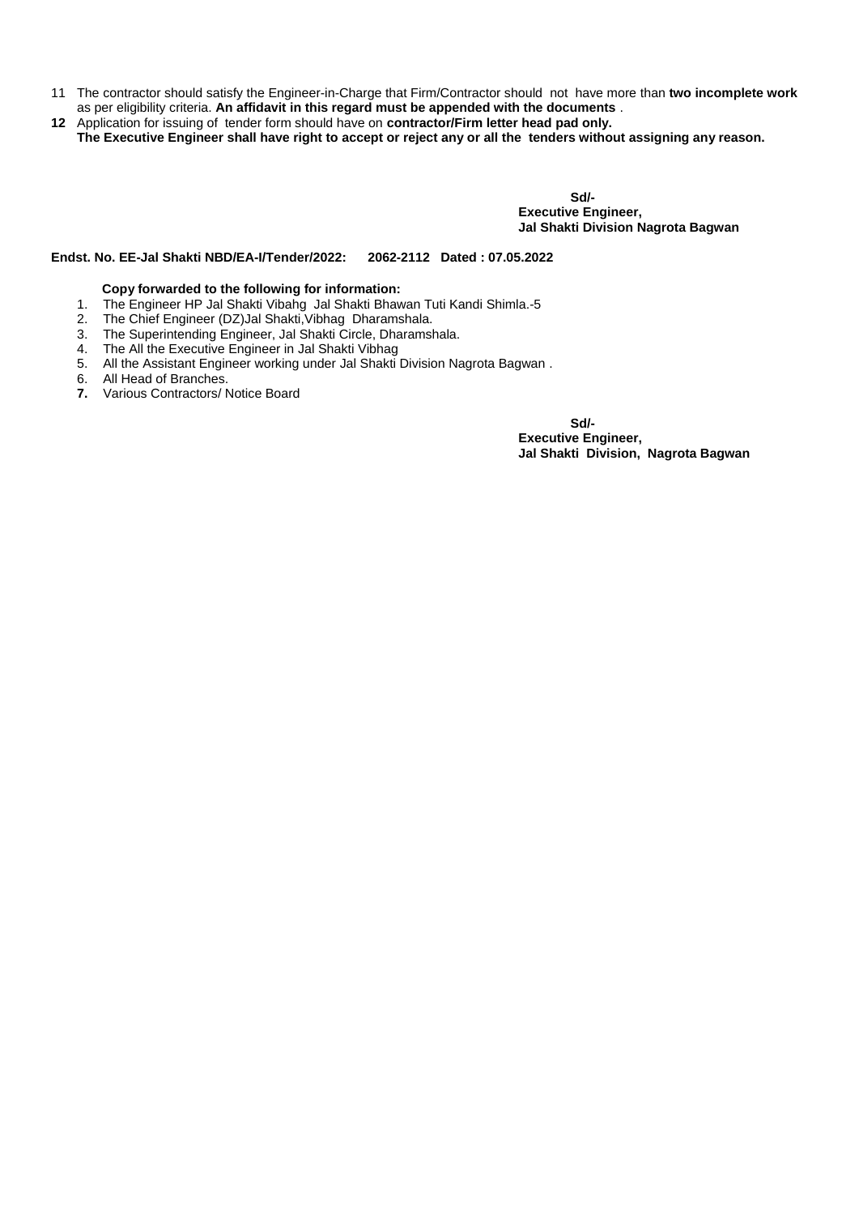11 The contractor should satisfy the Engineer-in-Charge that Firm/Contractor should not have more than **two incomplete work** as per eligibility criteria. **An affidavit in this regard must be appended with the documents** .

**12** Application for issuing of tender form should have on **contractor/Firm letter head pad only.**
**The Executive Engineer shall have right to accept or reject any or all the tenders without assigning any reason.**

**Sd/-**
**Executive Engineer,**
**Jal Shakti Division Nagrota Bagwan**

**Endst. No. EE-Jal Shakti NBD/EA-I/Tender/2022: 2062-2112 Dated : 07.05.2022**

**Copy forwarded to the following for information:**

1. The Engineer HP Jal Shakti Vibahg Jal Shakti Bhawan Tuti Kandi Shimla.-5
2. The Chief Engineer (DZ)Jal Shakti,Vibhag Dharamshala.
3. The Superintending Engineer, Jal Shakti Circle, Dharamshala.
4. The All the Executive Engineer in Jal Shakti Vibhag
5. All the Assistant Engineer working under Jal Shakti Division Nagrota Bagwan .
6. All Head of Branches.
7. Various Contractors/ Notice Board

**Sd/-**
**Executive Engineer,**
**Jal Shakti Division, Nagrota Bagwan**